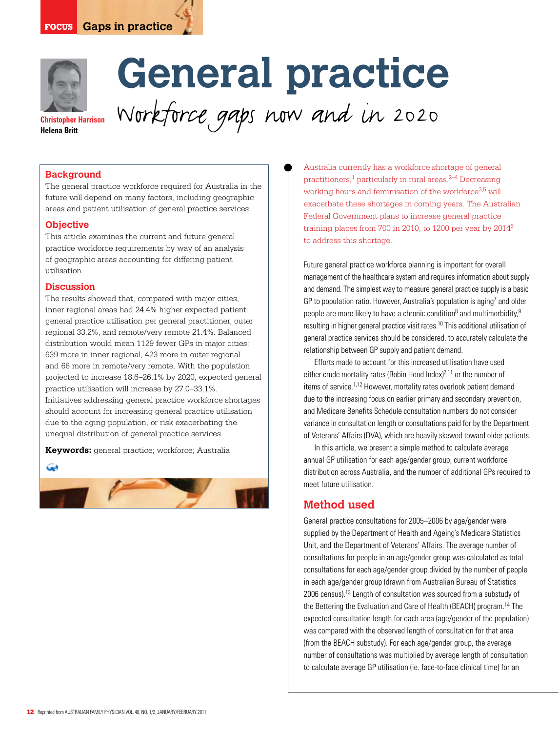# General practice

## Workforce gaps now and in 2020

**Christopher Harrison**
**Helena Britt**

### Background

The general practice workforce required for Australia in the future will depend on many factors, including geographic areas and patient utilisation of general practice services.

### Objective

This article examines the current and future general practice workforce requirements by way of an analysis of geographic areas accounting for differing patient utilisation.

### Discussion

The results showed that, compared with major cities, inner regional areas had 24.4% higher expected patient general practice utilisation per general practitioner, outer regional 33.2%, and remote/very remote 21.4%. Balanced distribution would mean 1129 fewer GPs in major cities: 639 more in inner regional, 423 more in outer regional and 66 more in remote/very remote. With the population projected to increase 18.6–26.1% by 2020, expected general practice utilisation will increase by 27.0–33.1%. Initiatives addressing general practice workforce shortages should account for increasing general practice utilisation due to the aging population, or risk exacerbating the unequal distribution of general practice services.

**Keywords:** general practice; workforce; Australia

Australia currently has a workforce shortage of general practitioners,[1] particularly in rural areas.[2–4] Decreasing working hours and feminisation of the workforce[3,5] will exacerbate these shortages in coming years. The Australian Federal Government plans to increase general practice training places from 700 in 2010, to 1200 per year by 2014[6] to address this shortage.

Future general practice workforce planning is important for overall management of the healthcare system and requires information about supply and demand. The simplest way to measure general practice supply is a basic GP to population ratio. However, Australia's population is aging[7] and older people are more likely to have a chronic condition[8] and multimorbidity,[9] resulting in higher general practice visit rates.[10] This additional utilisation of general practice services should be considered, to accurately calculate the relationship between GP supply and patient demand.

Efforts made to account for this increased utilisation have used either crude mortality rates (Robin Hood Index)[2,11] or the number of items of service.[1,12] However, mortality rates overlook patient demand due to the increasing focus on earlier primary and secondary prevention, and Medicare Benefits Schedule consultation numbers do not consider variance in consultation length or consultations paid for by the Department of Veterans' Affairs (DVA), which are heavily skewed toward older patients.

In this article, we present a simple method to calculate average annual GP utilisation for each age/gender group, current workforce distribution across Australia, and the number of additional GPs required to meet future utilisation.

## Method used

General practice consultations for 2005–2006 by age/gender were supplied by the Department of Health and Ageing's Medicare Statistics Unit, and the Department of Veterans' Affairs. The average number of consultations for people in an age/gender group was calculated as total consultations for each age/gender group divided by the number of people in each age/gender group (drawn from Australian Bureau of Statistics 2006 census).[13] Length of consultation was sourced from a substudy of the Bettering the Evaluation and Care of Health (BEACH) program.[14] The expected consultation length for each area (age/gender of the population) was compared with the observed length of consultation for that area (from the BEACH substudy). For each age/gender group, the average number of consultations was multiplied by average length of consultation to calculate average GP utilisation (ie. face-to-face clinical time) for an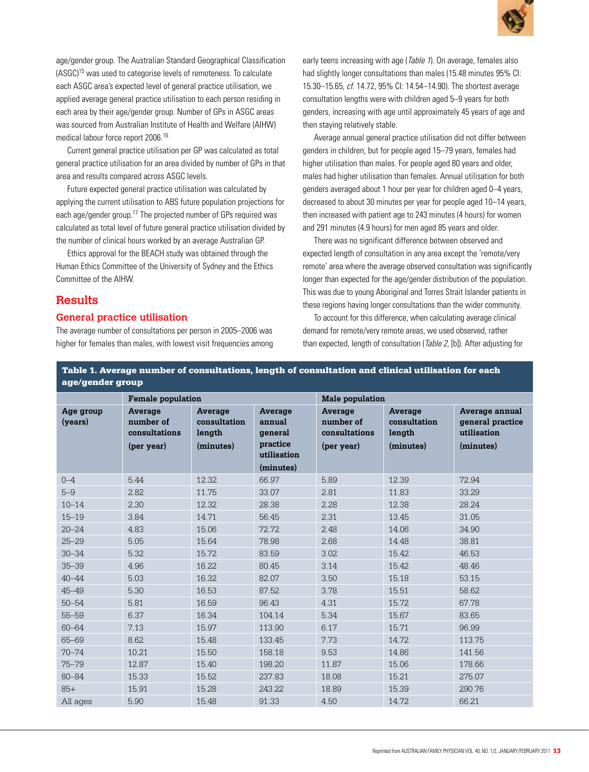age/gender group. The Australian Standard Geographical Classification (ASGC)[15] was used to categorise levels of remoteness. To calculate each ASGC area's expected level of general practice utilisation, we applied average general practice utilisation to each person residing in each area by their age/gender group. Number of GPs in ASGC areas was sourced from Australian Institute of Health and Welfare (AIHW) medical labour force report 2006.[16]

Current general practice utilisation per GP was calculated as total general practice utilisation for an area divided by number of GPs in that area and results compared across ASGC levels.

Future expected general practice utilisation was calculated by applying the current utilisation to ABS future population projections for each age/gender group.[17] The projected number of GPs required was calculated as total level of future general practice utilisation divided by the number of clinical hours worked by an average Australian GP.

Ethics approval for the BEACH study was obtained through the Human Ethics Committee of the University of Sydney and the Ethics Committee of the AIHW.

## Results

### General practice utilisation

The average number of consultations per person in 2005–2006 was higher for females than males, with lowest visit frequencies among early teens increasing with age (*Table 1*). On average, females also had slightly longer consultations than males (15.48 minutes 95% CI: 15.30–15.65, *cf.* 14.72, 95% CI: 14.54–14.90). The shortest average consultation lengths were with children aged 5–9 years for both genders, increasing with age until approximately 45 years of age and then staying relatively stable.

Average annual general practice utilisation did not differ between genders in children, but for people aged 15–79 years, females had higher utilisation than males. For people aged 80 years and older, males had higher utilisation than females. Annual utilisation for both genders averaged about 1 hour per year for children aged 0–4 years, decreased to about 30 minutes per year for people aged 10–14 years, then increased with patient age to 243 minutes (4 hours) for women and 291 minutes (4.9 hours) for men aged 85 years and older.

There was no significant difference between observed and expected length of consultation in any area except the 'remote/very remote' area where the average observed consultation was significantly longer than expected for the age/gender distribution of the population. This was due to young Aboriginal and Torres Strait Islander patients in these regions having longer consultations than the wider community.

To account for this difference, when calculating average clinical demand for remote/very remote areas, we used observed, rather than expected, length of consultation (*Table 2*, [b]). After adjusting for

**Table 1. Average number of consultations, length of consultation and clinical utilisation for each age/gender group**

| | Female population | | | Male population | | |
|---|---|---|---|---|---|---|
| Age group (years) | Average number of consultations (per year) | Average consultation length (minutes) | Average annual general practice utilisation (minutes) | Average number of consultations (per year) | Average consultation length (minutes) | Average annual general practice utilisation (minutes) |
| 0–4 | 5.44 | 12.32 | 66.97 | 5.89 | 12.39 | 72.94 |
| 5–9 | 2.82 | 11.75 | 33.07 | 2.81 | 11.83 | 33.29 |
| 10–14 | 2.30 | 12.32 | 28.38 | 2.28 | 12.38 | 28.24 |
| 15–19 | 3.84 | 14.71 | 56.45 | 2.31 | 13.45 | 31.05 |
| 20–24 | 4.83 | 15.06 | 72.72 | 2.48 | 14.06 | 34.90 |
| 25–29 | 5.05 | 15.64 | 78.98 | 2.68 | 14.48 | 38.81 |
| 30–34 | 5.32 | 15.72 | 83.59 | 3.02 | 15.42 | 46.53 |
| 35–39 | 4.96 | 16.22 | 80.45 | 3.14 | 15.42 | 48.46 |
| 40–44 | 5.03 | 16.32 | 82.07 | 3.50 | 15.18 | 53.15 |
| 45–49 | 5.30 | 16.53 | 87.52 | 3.78 | 15.51 | 58.62 |
| 50–54 | 5.81 | 16.59 | 96.43 | 4.31 | 15.72 | 67.78 |
| 55–59 | 6.37 | 16.34 | 104.14 | 5.34 | 15.67 | 83.65 |
| 60–64 | 7.13 | 15.97 | 113.90 | 6.17 | 15.71 | 96.99 |
| 65–69 | 8.62 | 15.48 | 133.45 | 7.73 | 14.72 | 113.75 |
| 70–74 | 10.21 | 15.50 | 158.18 | 9.53 | 14.86 | 141.56 |
| 75–79 | 12.87 | 15.40 | 198.20 | 11.87 | 15.06 | 178.66 |
| 80–84 | 15.33 | 15.52 | 237.83 | 18.08 | 15.21 | 275.07 |
| 85+ | 15.91 | 15.28 | 243.22 | 18.89 | 15.39 | 290.76 |
| All ages | 5.90 | 15.48 | 91.33 | 4.50 | 14.72 | 66.21 |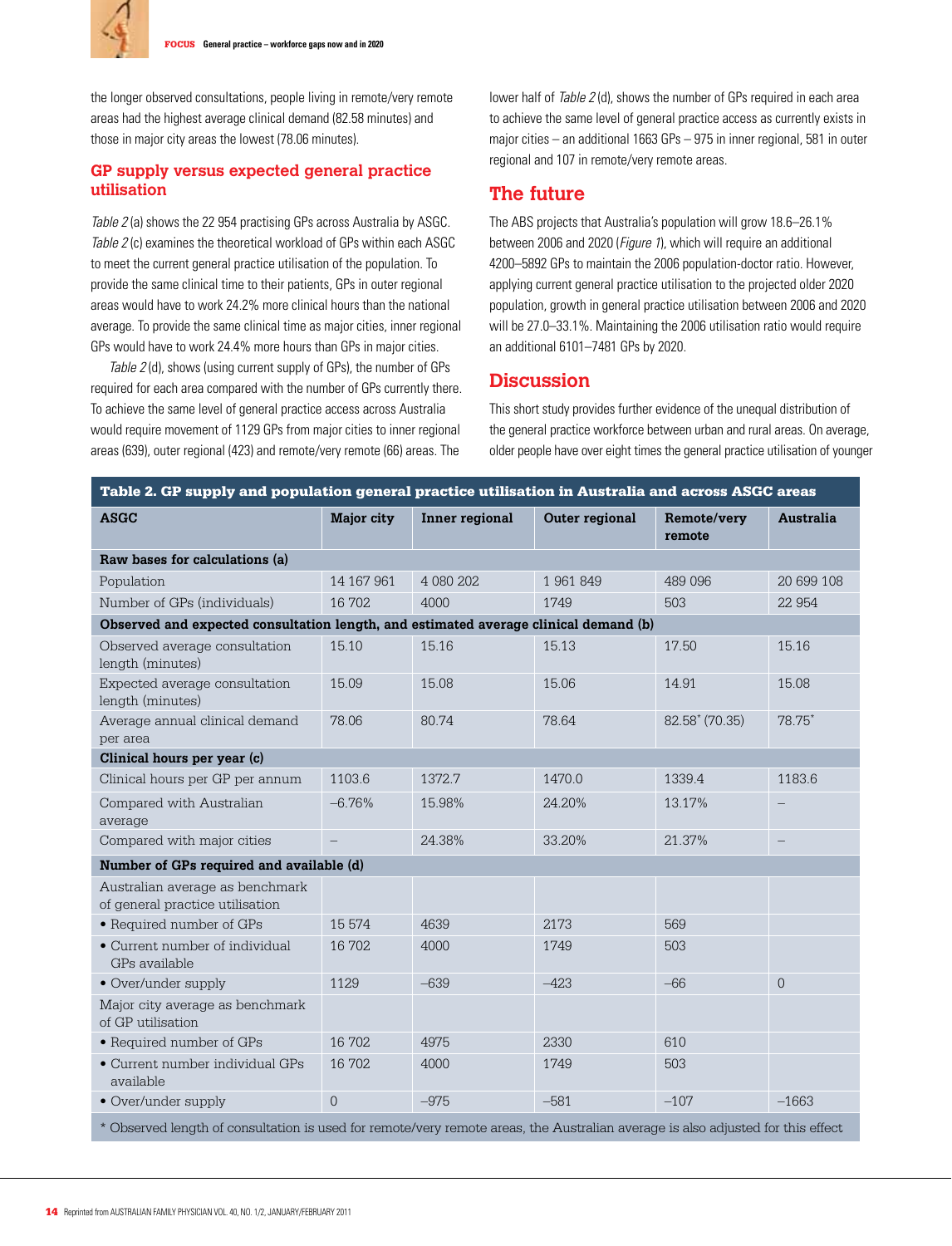the longer observed consultations, people living in remote/very remote areas had the highest average clinical demand (82.58 minutes) and those in major city areas the lowest (78.06 minutes).

## GP supply versus expected general practice utilisation

*Table 2* (a) shows the 22 954 practising GPs across Australia by ASGC. *Table 2* (c) examines the theoretical workload of GPs within each ASGC to meet the current general practice utilisation of the population. To provide the same clinical time to their patients, GPs in outer regional areas would have to work 24.2% more clinical hours than the national average. To provide the same clinical time as major cities, inner regional GPs would have to work 24.4% more hours than GPs in major cities.

*Table 2* (d), shows (using current supply of GPs), the number of GPs required for each area compared with the number of GPs currently there. To achieve the same level of general practice access across Australia would require movement of 1129 GPs from major cities to inner regional areas (639), outer regional (423) and remote/very remote (66) areas. The lower half of *Table 2* (d), shows the number of GPs required in each area to achieve the same level of general practice access as currently exists in major cities – an additional 1663 GPs – 975 in inner regional, 581 in outer regional and 107 in remote/very remote areas.

## The future

The ABS projects that Australia's population will grow 18.6–26.1% between 2006 and 2020 (*Figure 1*), which will require an additional 4200–5892 GPs to maintain the 2006 population-doctor ratio. However, applying current general practice utilisation to the projected older 2020 population, growth in general practice utilisation between 2006 and 2020 will be 27.0–33.1%. Maintaining the 2006 utilisation ratio would require an additional 6101–7481 GPs by 2020.

## Discussion

This short study provides further evidence of the unequal distribution of the general practice workforce between urban and rural areas. On average, older people have over eight times the general practice utilisation of younger

**Table 2. GP supply and population general practice utilisation in Australia and across ASGC areas**

| ASGC | Major city | Inner regional | Outer regional | Remote/very remote | Australia |
|---|---|---|---|---|---|
| **Raw bases for calculations (a)** | | | | | |
| Population | 14 167 961 | 4 080 202 | 1 961 849 | 489 096 | 20 699 108 |
| Number of GPs (individuals) | 16 702 | 4000 | 1749 | 503 | 22 954 |
| **Observed and expected consultation length, and estimated average clinical demand (b)** | | | | | |
| Observed average consultation length (minutes) | 15.10 | 15.16 | 15.13 | 17.50 | 15.16 |
| Expected average consultation length (minutes) | 15.09 | 15.08 | 15.06 | 14.91 | 15.08 |
| Average annual clinical demand per area | 78.06 | 80.74 | 78.64 | 82.58* (70.35) | 78.75* |
| **Clinical hours per year (c)** | | | | | |
| Clinical hours per GP per annum | 1103.6 | 1372.7 | 1470.0 | 1339.4 | 1183.6 |
| Compared with Australian average | –6.76% | 15.98% | 24.20% | 13.17% | – |
| Compared with major cities | – | 24.38% | 33.20% | 21.37% | – |
| **Number of GPs required and available (d)** | | | | | |
| Australian average as benchmark of general practice utilisation | | | | | |
| • Required number of GPs | 15 574 | 4639 | 2173 | 569 | |
| • Current number of individual GPs available | 16 702 | 4000 | 1749 | 503 | |
| • Over/under supply | 1129 | –639 | –423 | –66 | 0 |
| Major city average as benchmark of GP utilisation | | | | | |
| • Required number of GPs | 16 702 | 4975 | 2330 | 610 | |
| • Current number individual GPs available | 16 702 | 4000 | 1749 | 503 | |
| • Over/under supply | 0 | –975 | –581 | –107 | –1663 |

\* Observed length of consultation is used for remote/very remote areas, the Australian average is also adjusted for this effect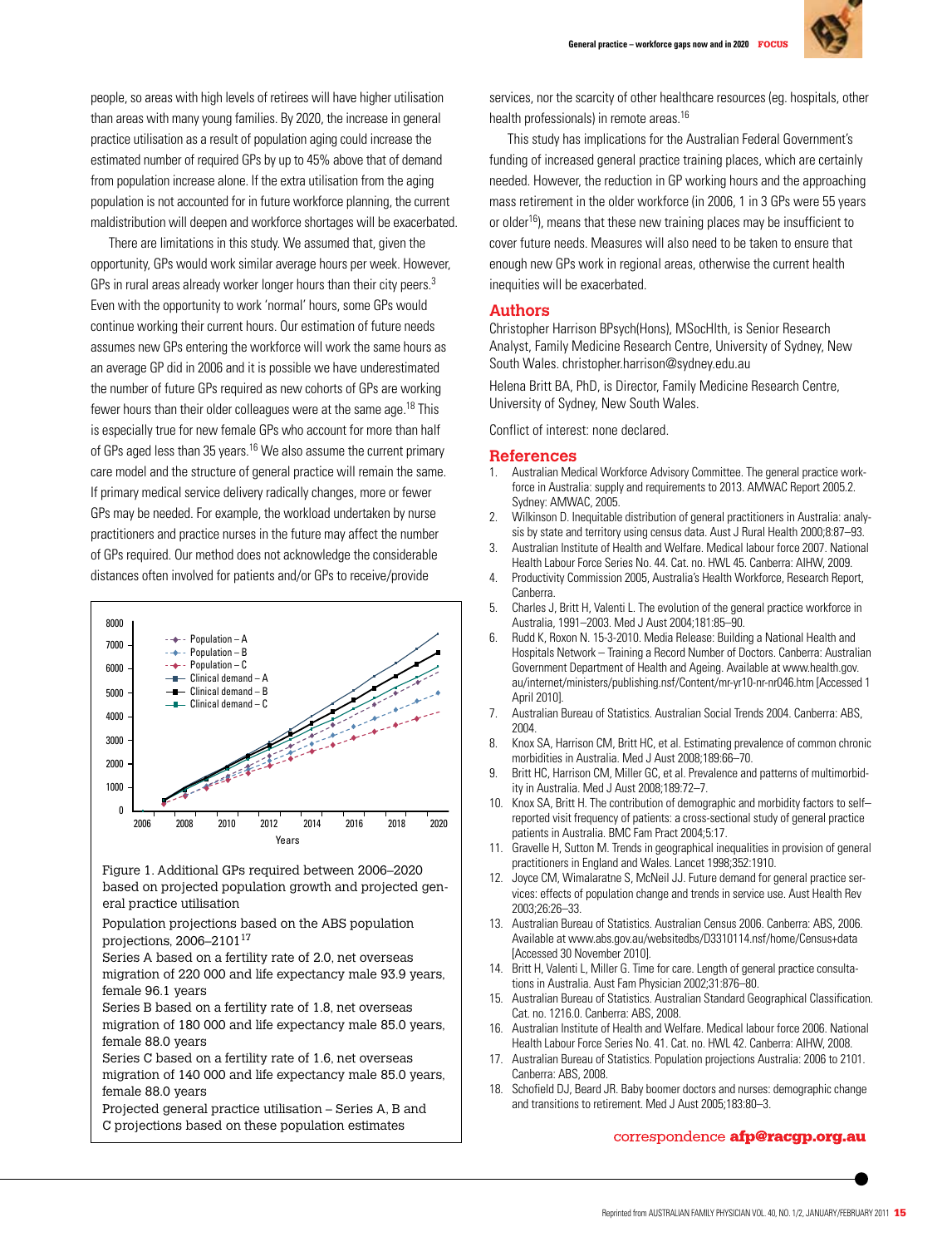people, so areas with high levels of retirees will have higher utilisation than areas with many young families. By 2020, the increase in general practice utilisation as a result of population aging could increase the estimated number of required GPs by up to 45% above that of demand from population increase alone. If the extra utilisation from the aging population is not accounted for in future workforce planning, the current maldistribution will deepen and workforce shortages will be exacerbated.

There are limitations in this study. We assumed that, given the opportunity, GPs would work similar average hours per week. However, GPs in rural areas already worker longer hours than their city peers.[3] Even with the opportunity to work 'normal' hours, some GPs would continue working their current hours. Our estimation of future needs assumes new GPs entering the workforce will work the same hours as an average GP did in 2006 and it is possible we have underestimated the number of future GPs required as new cohorts of GPs are working fewer hours than their older colleagues were at the same age.[18] This is especially true for new female GPs who account for more than half of GPs aged less than 35 years.[16] We also assume the current primary care model and the structure of general practice will remain the same. If primary medical service delivery radically changes, more or fewer GPs may be needed. For example, the workload undertaken by nurse practitioners and practice nurses in the future may affect the number of GPs required. Our method does not acknowledge the considerable distances often involved for patients and/or GPs to receive/provide services, nor the scarcity of other healthcare resources (eg. hospitals, other health professionals) in remote areas.[16]

This study has implications for the Australian Federal Government's funding of increased general practice training places, which are certainly needed. However, the reduction in GP working hours and the approaching mass retirement in the older workforce (in 2006, 1 in 3 GPs were 55 years or older[16]), means that these new training places may be insufficient to cover future needs. Measures will also need to be taken to ensure that enough new GPs work in regional areas, otherwise the current health inequities will be exacerbated.

8000
7000
6000
5000
4000
3000
2000
1000
0

2006 2008 2010 2012 2014 2016 2018 2020

Years

Population – A
Population – B
Population – C
Clinical demand – A
Clinical demand – B
Clinical demand – C

Figure 1. Additional GPs required between 2006–2020 based on projected population growth and projected general practice utilisation

Population projections based on the ABS population projections, 2006–2101[17]

Series A based on a fertility rate of 2.0, net overseas migration of 220 000 and life expectancy male 93.9 years, female 96.1 years

Series B based on a fertility rate of 1.8, net overseas migration of 180 000 and life expectancy male 85.0 years, female 88.0 years

Series C based on a fertility rate of 1.6, net overseas migration of 140 000 and life expectancy male 85.0 years, female 88.0 years

Projected general practice utilisation – Series A, B and C projections based on these population estimates

## Authors

Christopher Harrison BPsych(Hons), MSocHlth, is Senior Research Analyst, Family Medicine Research Centre, University of Sydney, New South Wales. christopher.harrison@sydney.edu.au

Helena Britt BA, PhD, is Director, Family Medicine Research Centre, University of Sydney, New South Wales.

Conflict of interest: none declared.

## References

1. Australian Medical Workforce Advisory Committee. The general practice workforce in Australia: supply and requirements to 2013. AMWAC Report 2005.2. Sydney: AMWAC, 2005.
2. Wilkinson D. Inequitable distribution of general practitioners in Australia: analysis by state and territory using census data. Aust J Rural Health 2000;8:87–93.
3. Australian Institute of Health and Welfare. Medical labour force 2007. National Health Labour Force Series No. 44. Cat. no. HWL 45. Canberra: AIHW, 2009.
4. Productivity Commission 2005, Australia's Health Workforce, Research Report, Canberra.
5. Charles J, Britt H, Valenti L. The evolution of the general practice workforce in Australia, 1991–2003. Med J Aust 2004;181:85–90.
6. Rudd K, Roxon N. 15-3-2010. Media Release: Building a National Health and Hospitals Network – Training a Record Number of Doctors. Canberra: Australian Government Department of Health and Ageing. Available at www.health.gov.au/internet/ministers/publishing.nsf/Content/mr-yr10-nr-nr046.htm [Accessed 1 April 2010].
7. Australian Bureau of Statistics. Australian Social Trends 2004. Canberra: ABS, 2004.
8. Knox SA, Harrison CM, Britt HC, et al. Estimating prevalence of common chronic morbidities in Australia. Med J Aust 2008;189:66–70.
9. Britt HC, Harrison CM, Miller GC, et al. Prevalence and patterns of multimorbidity in Australia. Med J Aust 2008;189:72–7.
10. Knox SA, Britt H. The contribution of demographic and morbidity factors to self–reported visit frequency of patients: a cross-sectional study of general practice patients in Australia. BMC Fam Pract 2004;5:17.
11. Gravelle H, Sutton M. Trends in geographical inequalities in provision of general practitioners in England and Wales. Lancet 1998;352:1910.
12. Joyce CM, Wimalaratne S, McNeil JJ. Future demand for general practice services: effects of population change and trends in service use. Aust Health Rev 2003;26:26–33.
13. Australian Bureau of Statistics. Australian Census 2006. Canberra: ABS, 2006. Available at www.abs.gov.au/websitedbs/D3310114.nsf/home/Census+data [Accessed 30 November 2010].
14. Britt H, Valenti L, Miller G. Time for care. Length of general practice consultations in Australia. Aust Fam Physician 2002;31:876–80.
15. Australian Bureau of Statistics. Australian Standard Geographical Classification. Cat. no. 1216.0. Canberra: ABS, 2008.
16. Australian Institute of Health and Welfare. Medical labour force 2006. National Health Labour Force Series No. 41. Cat. no. HWL 42. Canberra: AIHW, 2008.
17. Australian Bureau of Statistics. Population projections Australia: 2006 to 2101. Canberra: ABS, 2008.
18. Schofield DJ, Beard JR. Baby boomer doctors and nurses: demographic change and transitions to retirement. Med J Aust 2005;183:80–3.

correspondence **afp@racgp.org.au**